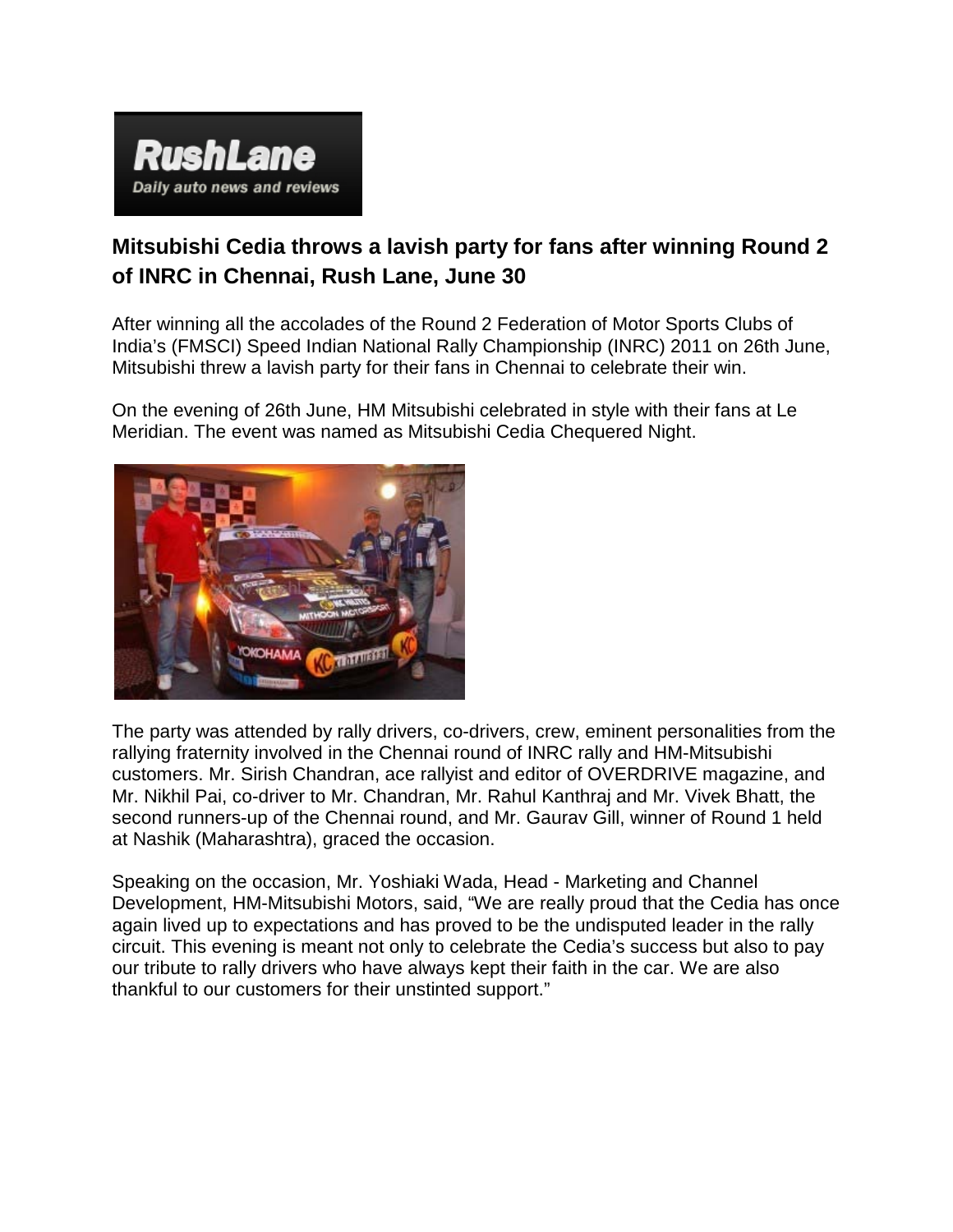RushLane

Daily auto news and reviews

## Mitsubishi Cedia throws a lavish party for fans after winning Round 2 of INRC in Chennai, Rush Lane, June 30

After winning all the accolades of the Round 2 Federation of Motor Sports Clubs of India's (FMSCI) Speed Indian National Rally Championship (INRC) 2011 on 26th June, Mitsubishi threw a lavish party for their fans in Chennai to celebrate their win.

On the evening of 26th June, HM Mitsubishi celebrated in style with their fans at Le Meridian. The event was named as Mitsubishi Cedia Chequered Night.

The party was attended by rally drivers, co-drivers, crew, eminent personalities from the rallying fraternity involved in the Chennai round of INRC rally and HM-Mitsubishi customers. Mr. Sirish Chandran, ace rallyist and editor of OVERDRIVE magazine, and Mr. Nikhil Pai, co-driver to Mr. Chandran, Mr. Rahul Kanthraj and Mr. Vivek Bhatt, the second runners-up of the Chennai round, and Mr. Gaurav Gill, winner of Round 1 held at Nashik (Maharashtra), graced the occasion.

Speaking on the occasion, Mr. Yoshiaki Wada, Head - Marketing and Channel Development, HM-Mitsubishi Motors, said, "We are really proud that the Cedia has once again lived up to expectations and has proved to be the undisputed leader in the rally circuit. This evening is meant not only to celebrate the Cedia's success but also to pay our tribute to rally drivers who have always kept their faith in the car. We are also thankful to our customers for their unstinted support."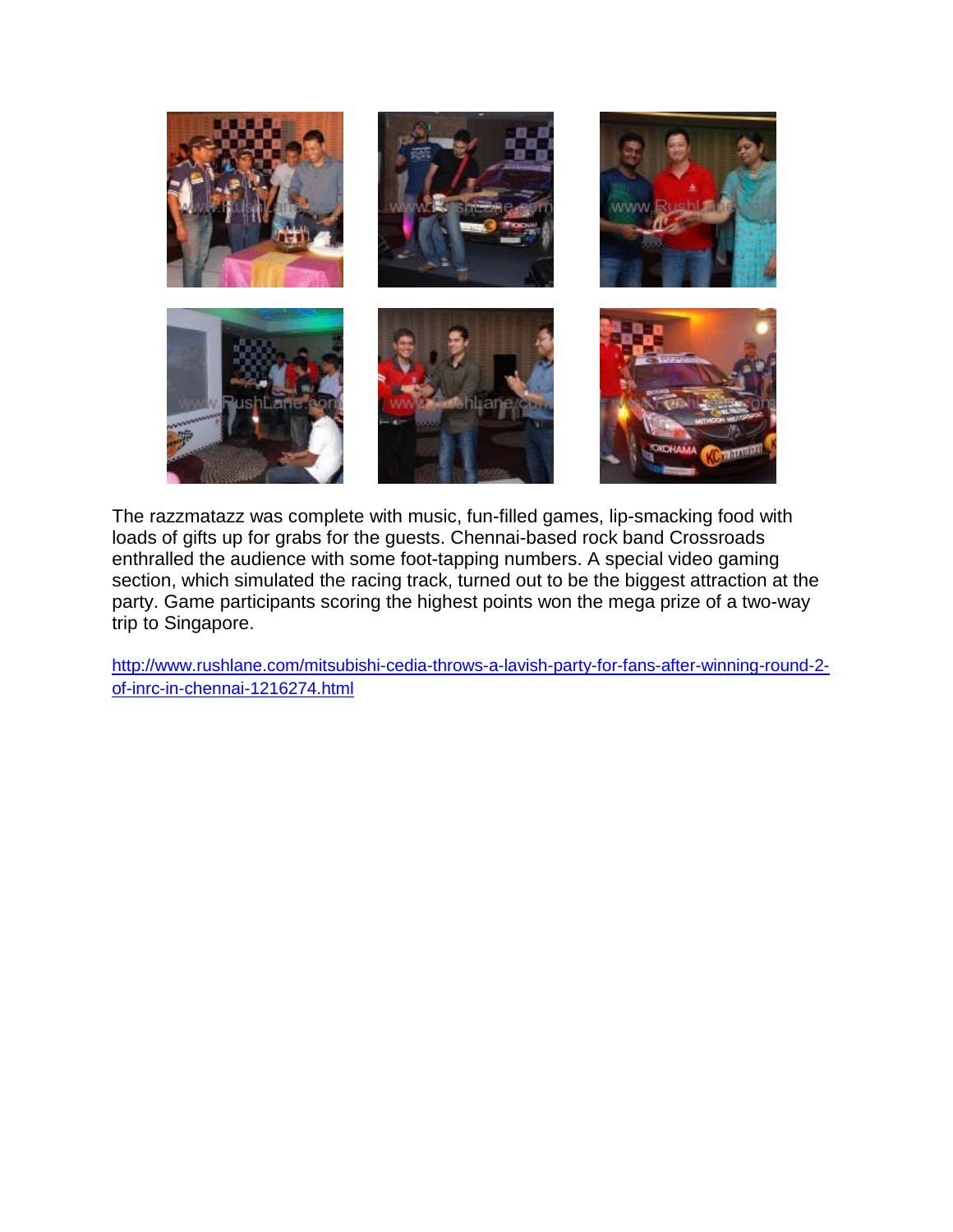The razzmatazz was complete with music, fun-filled games, lip-smacking food with loads of gifts up for grabs for the guests. Chennai-based rock band Crossroads enthralled the audience with some foot-tapping numbers. A special video gaming section, which simulated the racing track, turned out to be the biggest attraction at the party. Game participants scoring the highest points won the mega prize of a two-way trip to Singapore.

http://www.rushlane.com/mitsubishi-cedia-throws-a-lavish-party-for-fans-after-winning-round-2-of-inrc-in-chennai-1216274.html